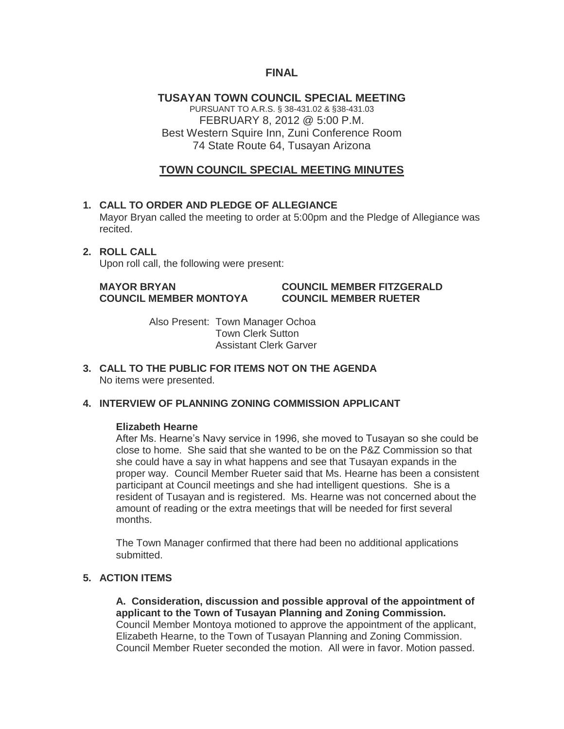**FINAL**

**TUSAYAN TOWN COUNCIL SPECIAL MEETING**
PURSUANT TO A.R.S. § 38-431.02 & §38-431.03
FEBRUARY 8, 2012 @ 5:00 P.M.
Best Western Squire Inn, Zuni Conference Room
74 State Route 64, Tusayan Arizona

## TOWN COUNCIL SPECIAL MEETING MINUTES

**1. CALL TO ORDER AND PLEDGE OF ALLEGIANCE**

Mayor Bryan called the meeting to order at 5:00pm and the Pledge of Allegiance was recited.

**2. ROLL CALL**

Upon roll call, the following were present:

**MAYOR BRYAN** **COUNCIL MEMBER FITZGERALD**
**COUNCIL MEMBER MONTOYA** **COUNCIL MEMBER RUETER**

Also Present: Town Manager Ochoa
Town Clerk Sutton
Assistant Clerk Garver

**3. CALL TO THE PUBLIC FOR ITEMS NOT ON THE AGENDA**

No items were presented.

**4. INTERVIEW OF PLANNING ZONING COMMISSION APPLICANT**

**Elizabeth Hearne**

After Ms. Hearne's Navy service in 1996, she moved to Tusayan so she could be close to home. She said that she wanted to be on the P&Z Commission so that she could have a say in what happens and see that Tusayan expands in the proper way. Council Member Rueter said that Ms. Hearne has been a consistent participant at Council meetings and she had intelligent questions. She is a resident of Tusayan and is registered. Ms. Hearne was not concerned about the amount of reading or the extra meetings that will be needed for first several months.

The Town Manager confirmed that there had been no additional applications submitted.

**5. ACTION ITEMS**

**A. Consideration, discussion and possible approval of the appointment of applicant to the Town of Tusayan Planning and Zoning Commission.**
Council Member Montoya motioned to approve the appointment of the applicant, Elizabeth Hearne, to the Town of Tusayan Planning and Zoning Commission. Council Member Rueter seconded the motion. All were in favor. Motion passed.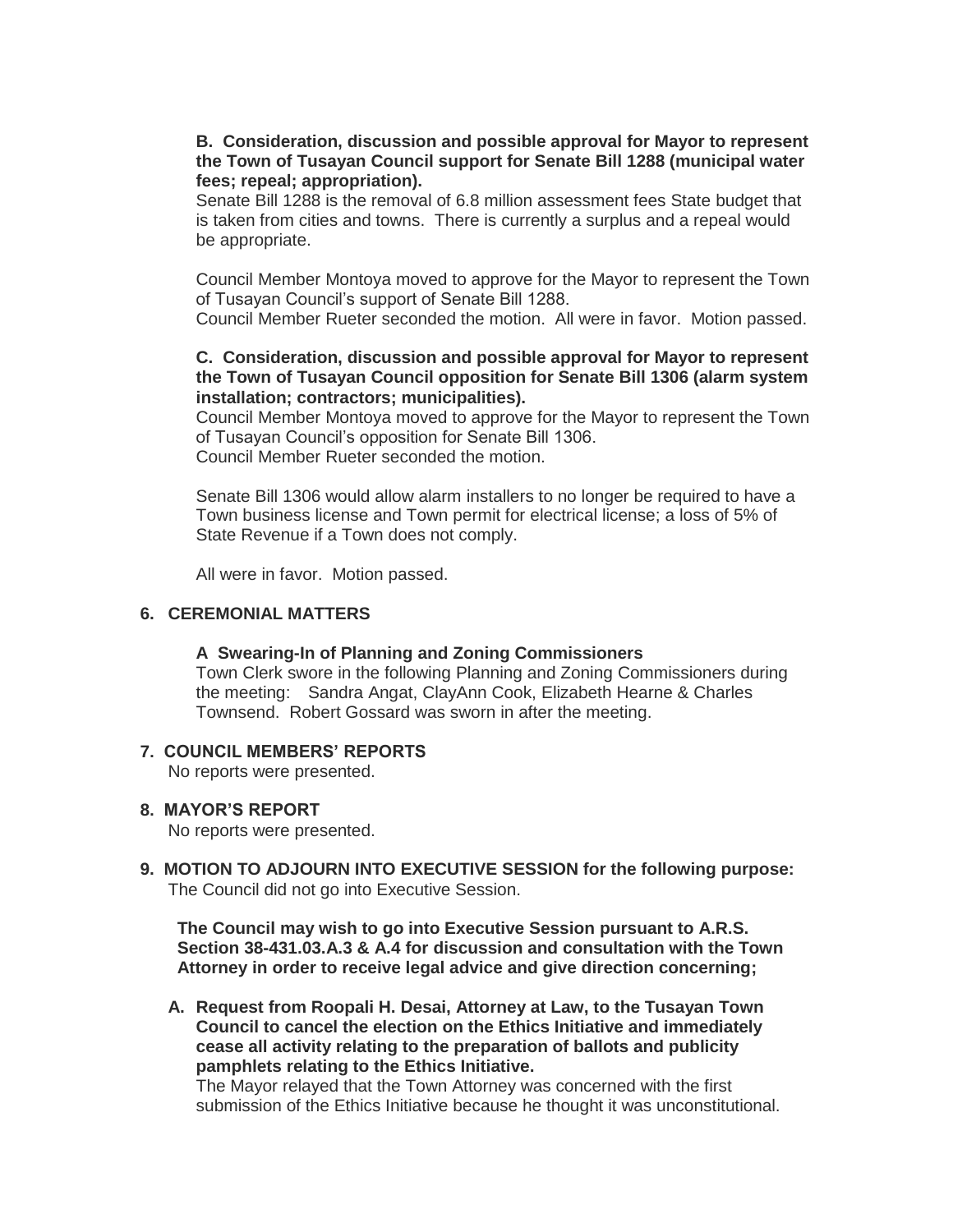**B. Consideration, discussion and possible approval for Mayor to represent the Town of Tusayan Council support for Senate Bill 1288 (municipal water fees; repeal; appropriation).**

Senate Bill 1288 is the removal of 6.8 million assessment fees State budget that is taken from cities and towns. There is currently a surplus and a repeal would be appropriate.

Council Member Montoya moved to approve for the Mayor to represent the Town of Tusayan Council's support of Senate Bill 1288.
Council Member Rueter seconded the motion. All were in favor. Motion passed.

**C. Consideration, discussion and possible approval for Mayor to represent the Town of Tusayan Council opposition for Senate Bill 1306 (alarm system installation; contractors; municipalities).**

Council Member Montoya moved to approve for the Mayor to represent the Town of Tusayan Council's opposition for Senate Bill 1306.
Council Member Rueter seconded the motion.

Senate Bill 1306 would allow alarm installers to no longer be required to have a Town business license and Town permit for electrical license; a loss of 5% of State Revenue if a Town does not comply.

All were in favor. Motion passed.

## 6. CEREMONIAL MATTERS

**A Swearing-In of Planning and Zoning Commissioners**

Town Clerk swore in the following Planning and Zoning Commissioners during the meeting: Sandra Angat, ClayAnn Cook, Elizabeth Hearne & Charles Townsend. Robert Gossard was sworn in after the meeting.

## 7. COUNCIL MEMBERS' REPORTS

No reports were presented.

## 8. MAYOR'S REPORT

No reports were presented.

## 9. MOTION TO ADJOURN INTO EXECUTIVE SESSION for the following purpose:

The Council did not go into Executive Session.

**The Council may wish to go into Executive Session pursuant to A.R.S. Section 38-431.03.A.3 & A.4 for discussion and consultation with the Town Attorney in order to receive legal advice and give direction concerning;**

**A. Request from Roopali H. Desai, Attorney at Law, to the Tusayan Town Council to cancel the election on the Ethics Initiative and immediately cease all activity relating to the preparation of ballots and publicity pamphlets relating to the Ethics Initiative.**

The Mayor relayed that the Town Attorney was concerned with the first submission of the Ethics Initiative because he thought it was unconstitutional.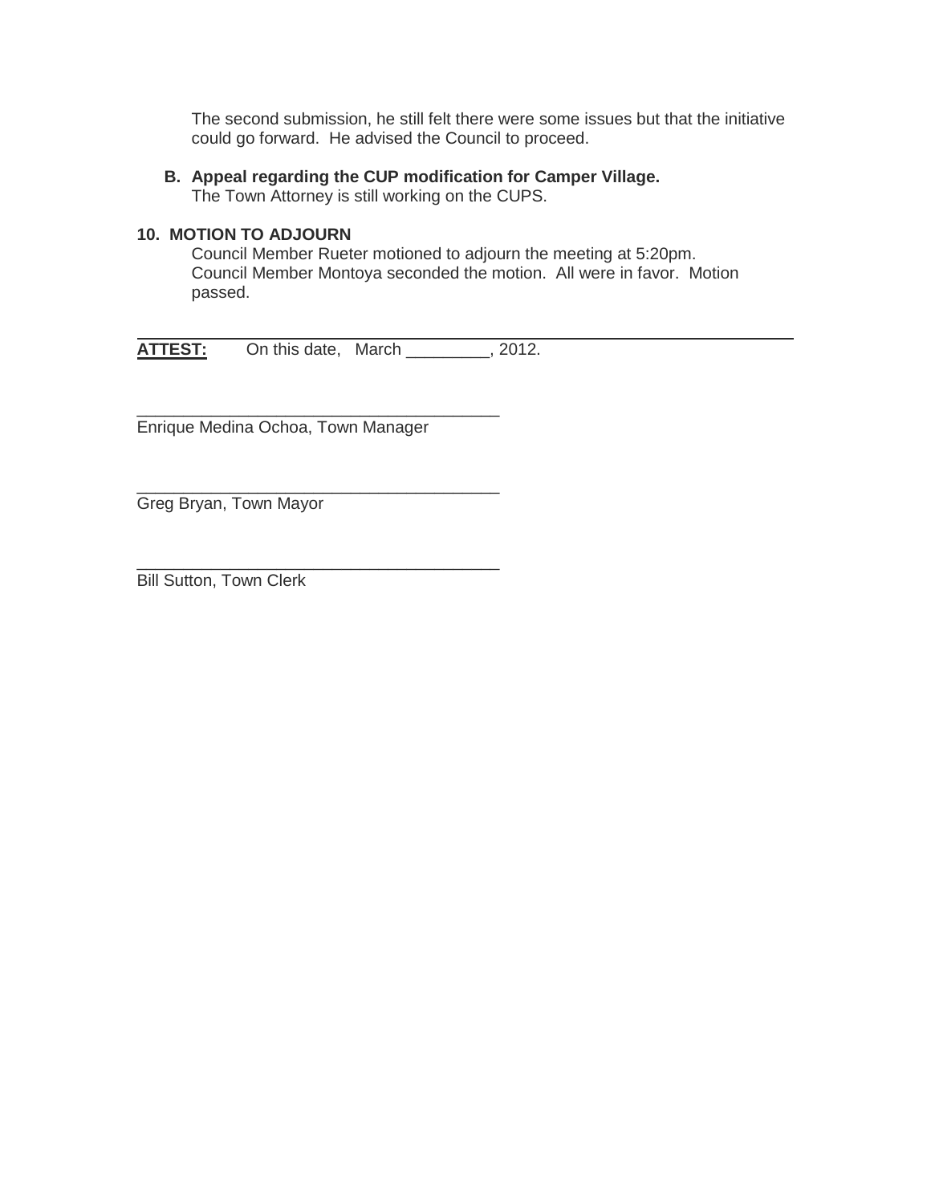The second submission, he still felt there were some issues but that the initiative could go forward. He advised the Council to proceed.

**B. Appeal regarding the CUP modification for Camper Village.**
The Town Attorney is still working on the CUPS.

**10. MOTION TO ADJOURN**

Council Member Rueter motioned to adjourn the meeting at 5:20pm. Council Member Montoya seconded the motion. All were in favor. Motion passed.

---

**ATTEST:** On this date, March _________, 2012.

_______________________________________
Enrique Medina Ochoa, Town Manager

_______________________________________
Greg Bryan, Town Mayor

_______________________________________
Bill Sutton, Town Clerk